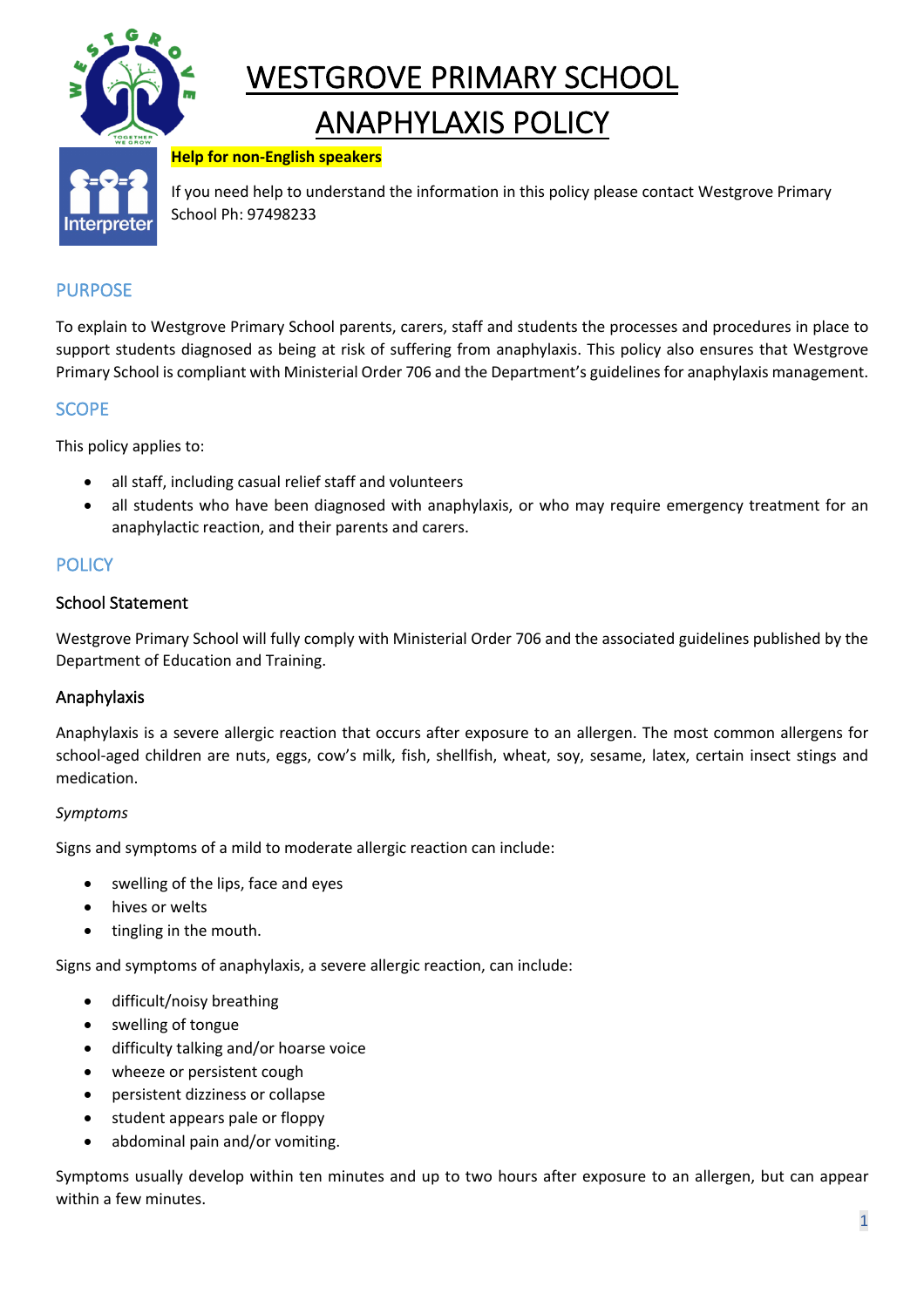# WESTGROVE PRIMARY SCHOOL

# ANAPHYLAXIS POLICY

**Help for non-English speakers**

If you need help to understand the information in this policy please contact Westgrove Primary School Ph: 97498233

## PURPOSE

To explain to Westgrove Primary School parents, carers, staff and students the processes and procedures in place to support students diagnosed as being at risk of suffering from anaphylaxis. This policy also ensures that Westgrove Primary School is compliant with Ministerial Order 706 and the Department's guidelines for anaphylaxis management.

## SCOPE

This policy applies to:

- all staff, including casual relief staff and volunteers
- all students who have been diagnosed with anaphylaxis, or who may require emergency treatment for an anaphylactic reaction, and their parents and carers.

## POLICY

### School Statement

Westgrove Primary School will fully comply with Ministerial Order 706 and the associated guidelines published by the Department of Education and Training.

### Anaphylaxis

Anaphylaxis is a severe allergic reaction that occurs after exposure to an allergen. The most common allergens for school-aged children are nuts, eggs, cow's milk, fish, shellfish, wheat, soy, sesame, latex, certain insect stings and medication.

*Symptoms*

Signs and symptoms of a mild to moderate allergic reaction can include:

- swelling of the lips, face and eyes
- hives or welts
- tingling in the mouth.

Signs and symptoms of anaphylaxis, a severe allergic reaction, can include:

- difficult/noisy breathing
- swelling of tongue
- difficulty talking and/or hoarse voice
- wheeze or persistent cough
- persistent dizziness or collapse
- student appears pale or floppy
- abdominal pain and/or vomiting.

Symptoms usually develop within ten minutes and up to two hours after exposure to an allergen, but can appear within a few minutes.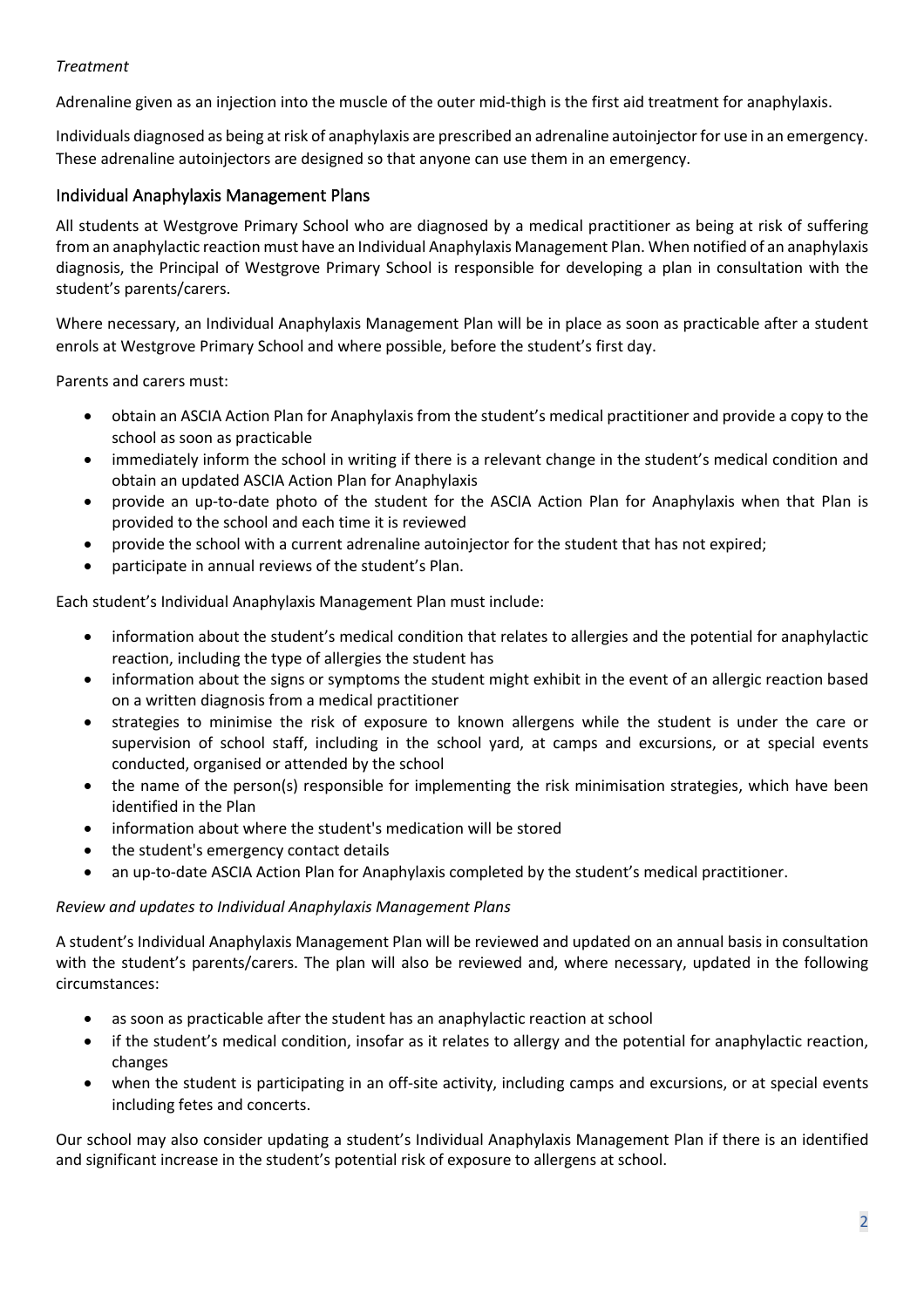*Treatment*

Adrenaline given as an injection into the muscle of the outer mid-thigh is the first aid treatment for anaphylaxis.

Individuals diagnosed as being at risk of anaphylaxis are prescribed an adrenaline autoinjector for use in an emergency. These adrenaline autoinjectors are designed so that anyone can use them in an emergency.

## Individual Anaphylaxis Management Plans

All students at Westgrove Primary School who are diagnosed by a medical practitioner as being at risk of suffering from an anaphylactic reaction must have an Individual Anaphylaxis Management Plan. When notified of an anaphylaxis diagnosis, the Principal of Westgrove Primary School is responsible for developing a plan in consultation with the student's parents/carers.

Where necessary, an Individual Anaphylaxis Management Plan will be in place as soon as practicable after a student enrols at Westgrove Primary School and where possible, before the student's first day.

Parents and carers must:

- obtain an ASCIA Action Plan for Anaphylaxis from the student's medical practitioner and provide a copy to the school as soon as practicable
- immediately inform the school in writing if there is a relevant change in the student's medical condition and obtain an updated ASCIA Action Plan for Anaphylaxis
- provide an up-to-date photo of the student for the ASCIA Action Plan for Anaphylaxis when that Plan is provided to the school and each time it is reviewed
- provide the school with a current adrenaline autoinjector for the student that has not expired;
- participate in annual reviews of the student's Plan.

Each student's Individual Anaphylaxis Management Plan must include:

- information about the student's medical condition that relates to allergies and the potential for anaphylactic reaction, including the type of allergies the student has
- information about the signs or symptoms the student might exhibit in the event of an allergic reaction based on a written diagnosis from a medical practitioner
- strategies to minimise the risk of exposure to known allergens while the student is under the care or supervision of school staff, including in the school yard, at camps and excursions, or at special events conducted, organised or attended by the school
- the name of the person(s) responsible for implementing the risk minimisation strategies, which have been identified in the Plan
- information about where the student's medication will be stored
- the student's emergency contact details
- an up-to-date ASCIA Action Plan for Anaphylaxis completed by the student's medical practitioner.

*Review and updates to Individual Anaphylaxis Management Plans*

A student's Individual Anaphylaxis Management Plan will be reviewed and updated on an annual basis in consultation with the student's parents/carers. The plan will also be reviewed and, where necessary, updated in the following circumstances:

- as soon as practicable after the student has an anaphylactic reaction at school
- if the student's medical condition, insofar as it relates to allergy and the potential for anaphylactic reaction, changes
- when the student is participating in an off-site activity, including camps and excursions, or at special events including fetes and concerts.

Our school may also consider updating a student's Individual Anaphylaxis Management Plan if there is an identified and significant increase in the student's potential risk of exposure to allergens at school.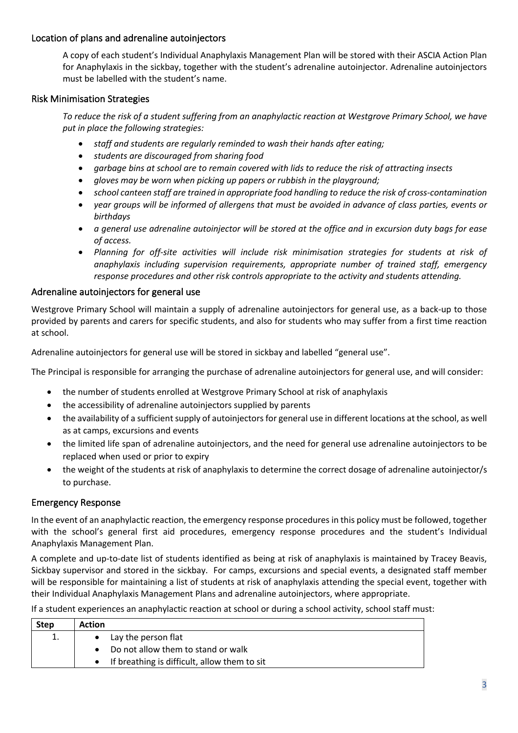## Location of plans and adrenaline autoinjectors

A copy of each student's Individual Anaphylaxis Management Plan will be stored with their ASCIA Action Plan for Anaphylaxis in the sickbay, together with the student's adrenaline autoinjector. Adrenaline autoinjectors must be labelled with the student's name.

## Risk Minimisation Strategies

*To reduce the risk of a student suffering from an anaphylactic reaction at Westgrove Primary School, we have put in place the following strategies:*

- *staff and students are regularly reminded to wash their hands after eating;*
- *students are discouraged from sharing food*
- *garbage bins at school are to remain covered with lids to reduce the risk of attracting insects*
- *gloves may be worn when picking up papers or rubbish in the playground;*
- *school canteen staff are trained in appropriate food handling to reduce the risk of cross-contamination*
- *year groups will be informed of allergens that must be avoided in advance of class parties, events or birthdays*
- *a general use adrenaline autoinjector will be stored at the office and in excursion duty bags for ease of access.*
- *Planning for off-site activities will include risk minimisation strategies for students at risk of anaphylaxis including supervision requirements, appropriate number of trained staff, emergency response procedures and other risk controls appropriate to the activity and students attending.*

## Adrenaline autoinjectors for general use

Westgrove Primary School will maintain a supply of adrenaline autoinjectors for general use, as a back-up to those provided by parents and carers for specific students, and also for students who may suffer from a first time reaction at school.

Adrenaline autoinjectors for general use will be stored in sickbay and labelled "general use".

The Principal is responsible for arranging the purchase of adrenaline autoinjectors for general use, and will consider:

- the number of students enrolled at Westgrove Primary School at risk of anaphylaxis
- the accessibility of adrenaline autoinjectors supplied by parents
- the availability of a sufficient supply of autoinjectors for general use in different locations at the school, as well as at camps, excursions and events
- the limited life span of adrenaline autoinjectors, and the need for general use adrenaline autoinjectors to be replaced when used or prior to expiry
- the weight of the students at risk of anaphylaxis to determine the correct dosage of adrenaline autoinjector/s to purchase.

## Emergency Response

In the event of an anaphylactic reaction, the emergency response procedures in this policy must be followed, together with the school's general first aid procedures, emergency response procedures and the student's Individual Anaphylaxis Management Plan.

A complete and up-to-date list of students identified as being at risk of anaphylaxis is maintained by Tracey Beavis, Sickbay supervisor and stored in the sickbay. For camps, excursions and special events, a designated staff member will be responsible for maintaining a list of students at risk of anaphylaxis attending the special event, together with their Individual Anaphylaxis Management Plans and adrenaline autoinjectors, where appropriate.

If a student experiences an anaphylactic reaction at school or during a school activity, school staff must:

| Step | Action |
|---|---|
| 1. | • Lay the person flat<br>• Do not allow them to stand or walk<br>• If breathing is difficult, allow them to sit |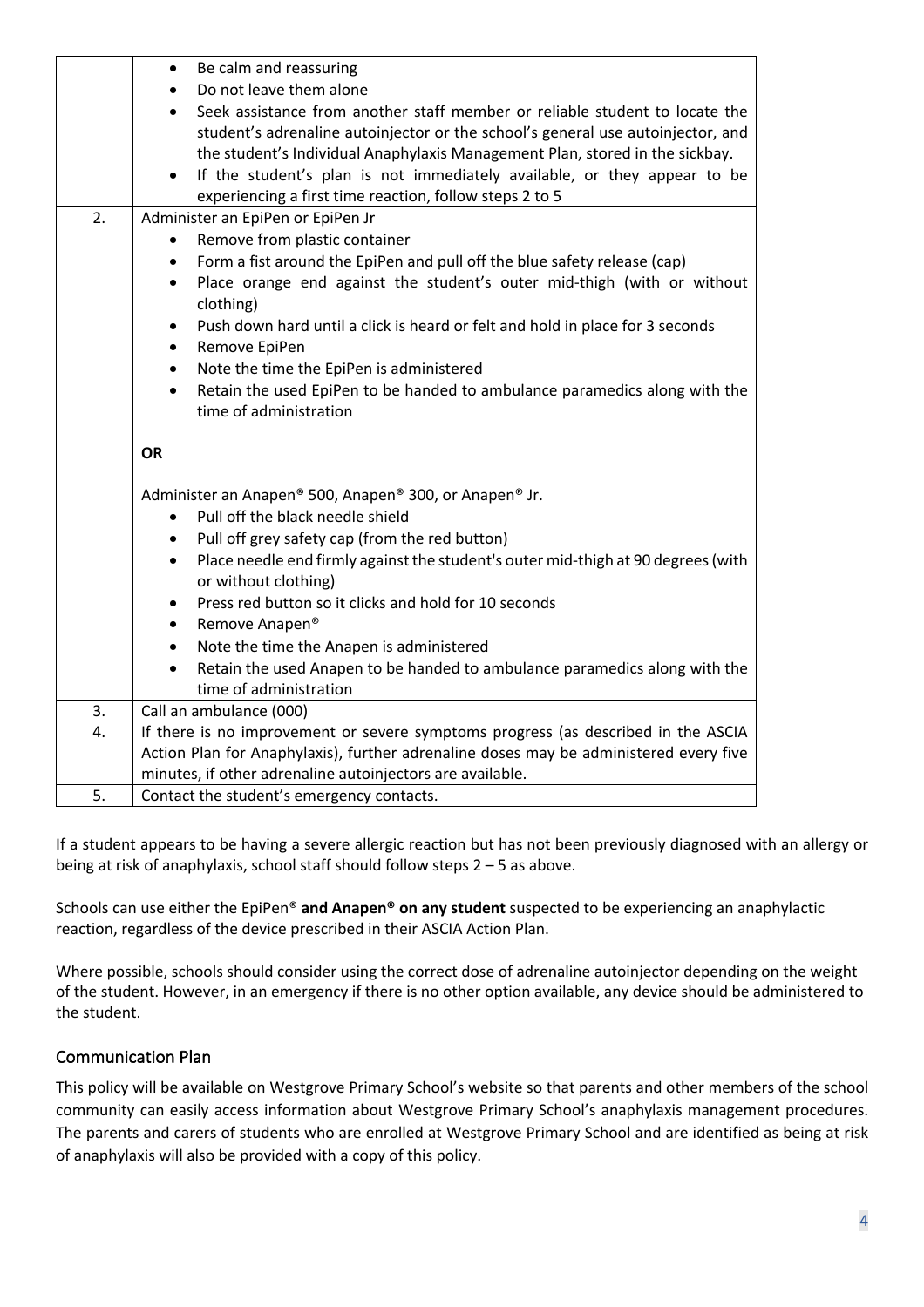| | |
|---|---|
| | • Be calm and reassuring<br>• Do not leave them alone<br>• Seek assistance from another staff member or reliable student to locate the student's adrenaline autoinjector or the school's general use autoinjector, and the student's Individual Anaphylaxis Management Plan, stored in the sickbay.<br>• If the student's plan is not immediately available, or they appear to be experiencing a first time reaction, follow steps 2 to 5 |
| 2. | Administer an EpiPen or EpiPen Jr<br>• Remove from plastic container<br>• Form a fist around the EpiPen and pull off the blue safety release (cap)<br>• Place orange end against the student's outer mid-thigh (with or without clothing)<br>• Push down hard until a click is heard or felt and hold in place for 3 seconds<br>• Remove EpiPen<br>• Note the time the EpiPen is administered<br>• Retain the used EpiPen to be handed to ambulance paramedics along with the time of administration<br><br>**OR**<br><br>Administer an Anapen® 500, Anapen® 300, or Anapen® Jr.<br>• Pull off the black needle shield<br>• Pull off grey safety cap (from the red button)<br>• Place needle end firmly against the student's outer mid-thigh at 90 degrees (with or without clothing)<br>• Press red button so it clicks and hold for 10 seconds<br>• Remove Anapen®<br>• Note the time the Anapen is administered<br>• Retain the used Anapen to be handed to ambulance paramedics along with the time of administration |
| 3. | Call an ambulance (000) |
| 4. | If there is no improvement or severe symptoms progress (as described in the ASCIA Action Plan for Anaphylaxis), further adrenaline doses may be administered every five minutes, if other adrenaline autoinjectors are available. |
| 5. | Contact the student's emergency contacts. |

If a student appears to be having a severe allergic reaction but has not been previously diagnosed with an allergy or being at risk of anaphylaxis, school staff should follow steps 2 – 5 as above.

Schools can use either the EpiPen® **and Anapen® on any student** suspected to be experiencing an anaphylactic reaction, regardless of the device prescribed in their ASCIA Action Plan.

Where possible, schools should consider using the correct dose of adrenaline autoinjector depending on the weight of the student. However, in an emergency if there is no other option available, any device should be administered to the student.

## Communication Plan

This policy will be available on Westgrove Primary School's website so that parents and other members of the school community can easily access information about Westgrove Primary School's anaphylaxis management procedures. The parents and carers of students who are enrolled at Westgrove Primary School and are identified as being at risk of anaphylaxis will also be provided with a copy of this policy.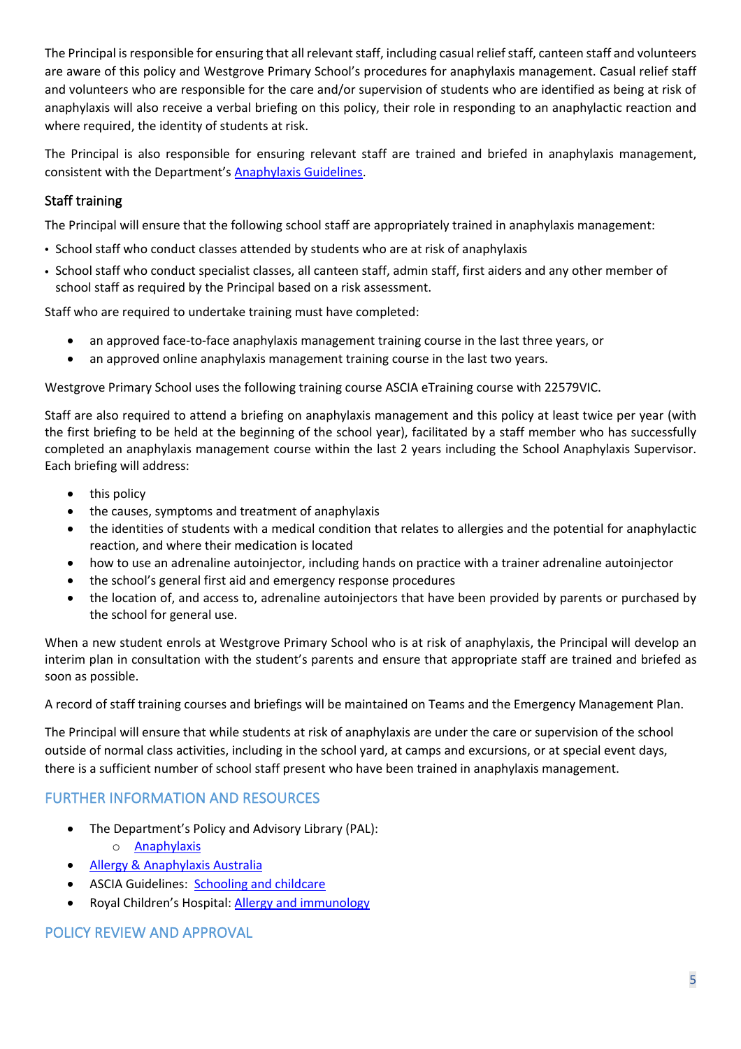The Principal is responsible for ensuring that all relevant staff, including casual relief staff, canteen staff and volunteers are aware of this policy and Westgrove Primary School's procedures for anaphylaxis management. Casual relief staff and volunteers who are responsible for the care and/or supervision of students who are identified as being at risk of anaphylaxis will also receive a verbal briefing on this policy, their role in responding to an anaphylactic reaction and where required, the identity of students at risk.

The Principal is also responsible for ensuring relevant staff are trained and briefed in anaphylaxis management, consistent with the Department's [Anaphylaxis Guidelines](#).

### Staff training

The Principal will ensure that the following school staff are appropriately trained in anaphylaxis management:

- School staff who conduct classes attended by students who are at risk of anaphylaxis
- School staff who conduct specialist classes, all canteen staff, admin staff, first aiders and any other member of school staff as required by the Principal based on a risk assessment.

Staff who are required to undertake training must have completed:

- an approved face-to-face anaphylaxis management training course in the last three years, or
- an approved online anaphylaxis management training course in the last two years.

Westgrove Primary School uses the following training course ASCIA eTraining course with 22579VIC.

Staff are also required to attend a briefing on anaphylaxis management and this policy at least twice per year (with the first briefing to be held at the beginning of the school year), facilitated by a staff member who has successfully completed an anaphylaxis management course within the last 2 years including the School Anaphylaxis Supervisor. Each briefing will address:

- this policy
- the causes, symptoms and treatment of anaphylaxis
- the identities of students with a medical condition that relates to allergies and the potential for anaphylactic reaction, and where their medication is located
- how to use an adrenaline autoinjector, including hands on practice with a trainer adrenaline autoinjector
- the school's general first aid and emergency response procedures
- the location of, and access to, adrenaline autoinjectors that have been provided by parents or purchased by the school for general use.

When a new student enrols at Westgrove Primary School who is at risk of anaphylaxis, the Principal will develop an interim plan in consultation with the student's parents and ensure that appropriate staff are trained and briefed as soon as possible.

A record of staff training courses and briefings will be maintained on Teams and the Emergency Management Plan.

The Principal will ensure that while students at risk of anaphylaxis are under the care or supervision of the school outside of normal class activities, including in the school yard, at camps and excursions, or at special event days, there is a sufficient number of school staff present who have been trained in anaphylaxis management.

## FURTHER INFORMATION AND RESOURCES

- The Department's Policy and Advisory Library (PAL):
  - [Anaphylaxis](#)
- [Allergy & Anaphylaxis Australia](#)
- ASCIA Guidelines: [Schooling and childcare](#)
- Royal Children's Hospital: [Allergy and immunology](#)

## POLICY REVIEW AND APPROVAL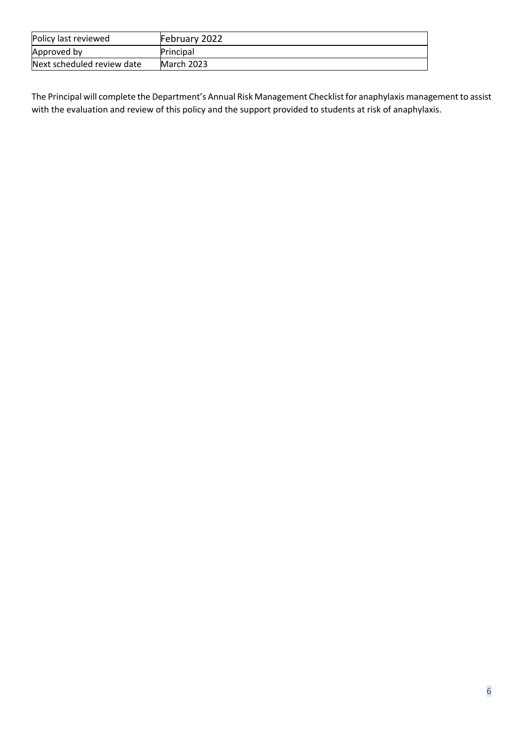| | |
|---|---|
| Policy last reviewed | February 2022 |
| Approved by | Principal |
| Next scheduled review date | March 2023 |

The Principal will complete the Department's Annual Risk Management Checklist for anaphylaxis management to assist with the evaluation and review of this policy and the support provided to students at risk of anaphylaxis.